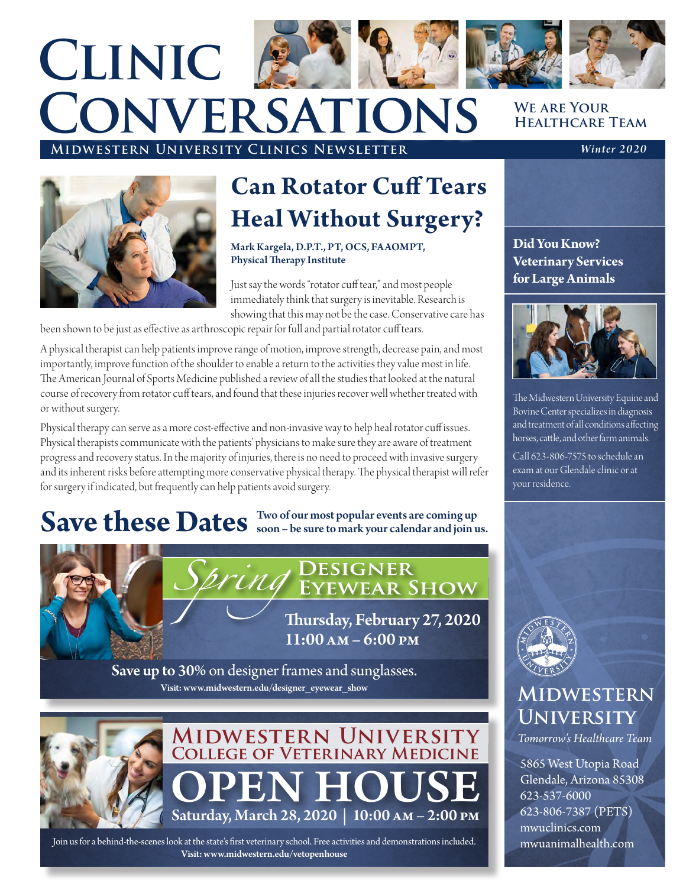# Clinic Conversations

**We are Your Healthcare Team**

**Midwestern University Clinics Newsletter** — *Winter 2020*

## Can Rotator Cuff Tears Heal Without Surgery?

**Mark Kargela, D.P.T., PT, OCS, FAAOMPT, Physical Therapy Institute**

Just say the words "rotator cuff tear," and most people immediately think that surgery is inevitable. Research is showing that this may not be the case. Conservative care has been shown to be just as effective as arthroscopic repair for full and partial rotator cuff tears.

A physical therapist can help patients improve range of motion, improve strength, decrease pain, and most importantly, improve function of the shoulder to enable a return to the activities they value most in life. The American Journal of Sports Medicine published a review of all the studies that looked at the natural course of recovery from rotator cuff tears, and found that these injuries recover well whether treated with or without surgery.

Physical therapy can serve as a more cost-effective and non-invasive way to help heal rotator cuff issues. Physical therapists communicate with the patients' physicians to make sure they are aware of treatment progress and recovery status. In the majority of injuries, there is no need to proceed with invasive surgery and its inherent risks before attempting more conservative physical therapy. The physical therapist will refer for surgery if indicated, but frequently can help patients avoid surgery.

## Save these Dates

**Two of our most popular events are coming up soon – be sure to mark your calendar and join us.**

### Spring Designer Eyewear Show

**Thursday, February 27, 2020**
**11:00 AM – 6:00 PM**

**Save up to 30%** on designer frames and sunglasses.
**Visit: www.midwestern.edu/designer_eyewear_show**

### Midwestern University College of Veterinary Medicine Open House

**Saturday, March 28, 2020 | 10:00 AM – 2:00 PM**

Join us for a behind-the-scenes look at the state's first veterinary school. Free activities and demonstrations included.
**Visit: www.midwestern.edu/vetopenhouse**

### Did You Know? Veterinary Services for Large Animals

The Midwestern University Equine and Bovine Center specializes in diagnosis and treatment of all conditions affecting horses, cattle, and other farm animals.

Call 623-806-7575 to schedule an exam at our Glendale clinic or at your residence.

**Midwestern University**
*Tomorrow's Healthcare Team*

5865 West Utopia Road
Glendale, Arizona 85308
623-537-6000
623-806-7387 (PETS)
mwuclinics.com
mwuanimalhealth.com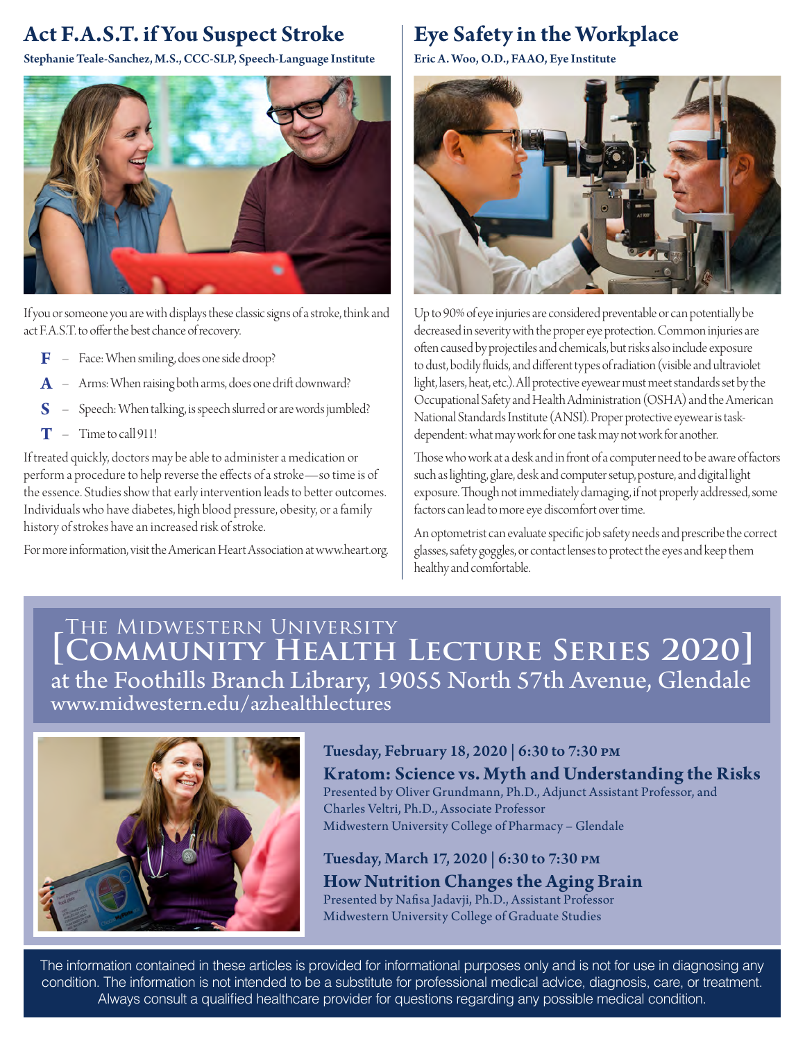## Act F.A.S.T. if You Suspect Stroke

**Stephanie Teale-Sanchez, M.S., CCC-SLP, Speech-Language Institute**

If you or someone you are with displays these classic signs of a stroke, think and act F.A.S.T. to offer the best chance of recovery.

- **F** – Face: When smiling, does one side droop?
- **A** – Arms: When raising both arms, does one drift downward?
- **S** – Speech: When talking, is speech slurred or are words jumbled?
- **T** – Time to call 911!

If treated quickly, doctors may be able to administer a medication or perform a procedure to help reverse the effects of a stroke—so time is of the essence. Studies show that early intervention leads to better outcomes. Individuals who have diabetes, high blood pressure, obesity, or a family history of strokes have an increased risk of stroke.

For more information, visit the American Heart Association at www.heart.org.

## Eye Safety in the Workplace

**Eric A. Woo, O.D., FAAO, Eye Institute**

Up to 90% of eye injuries are considered preventable or can potentially be decreased in severity with the proper eye protection. Common injuries are often caused by projectiles and chemicals, but risks also include exposure to dust, bodily fluids, and different types of radiation (visible and ultraviolet light, lasers, heat, etc.). All protective eyewear must meet standards set by the Occupational Safety and Health Administration (OSHA) and the American National Standards Institute (ANSI). Proper protective eyewear is task-dependent: what may work for one task may not work for another.

Those who work at a desk and in front of a computer need to be aware of factors such as lighting, glare, desk and computer setup, posture, and digital light exposure. Though not immediately damaging, if not properly addressed, some factors can lead to more eye discomfort over time.

An optometrist can evaluate specific job safety needs and prescribe the correct glasses, safety goggles, or contact lenses to protect the eyes and keep them healthy and comfortable.

## The Midwestern University [Community Health Lecture Series 2020]

**at the Foothills Branch Library, 19055 North 57th Avenue, Glendale**
**www.midwestern.edu/azhealthlectures**

**Tuesday, February 18, 2020 | 6:30 to 7:30 PM**

**Kratom: Science vs. Myth and Understanding the Risks**

Presented by Oliver Grundmann, Ph.D., Adjunct Assistant Professor, and Charles Veltri, Ph.D., Associate Professor
Midwestern University College of Pharmacy – Glendale

**Tuesday, March 17, 2020 | 6:30 to 7:30 PM**

**How Nutrition Changes the Aging Brain**

Presented by Nafisa Jadavji, Ph.D., Assistant Professor
Midwestern University College of Graduate Studies

The information contained in these articles is provided for informational purposes only and is not for use in diagnosing any condition. The information is not intended to be a substitute for professional medical advice, diagnosis, care, or treatment. Always consult a qualified healthcare provider for questions regarding any possible medical condition.